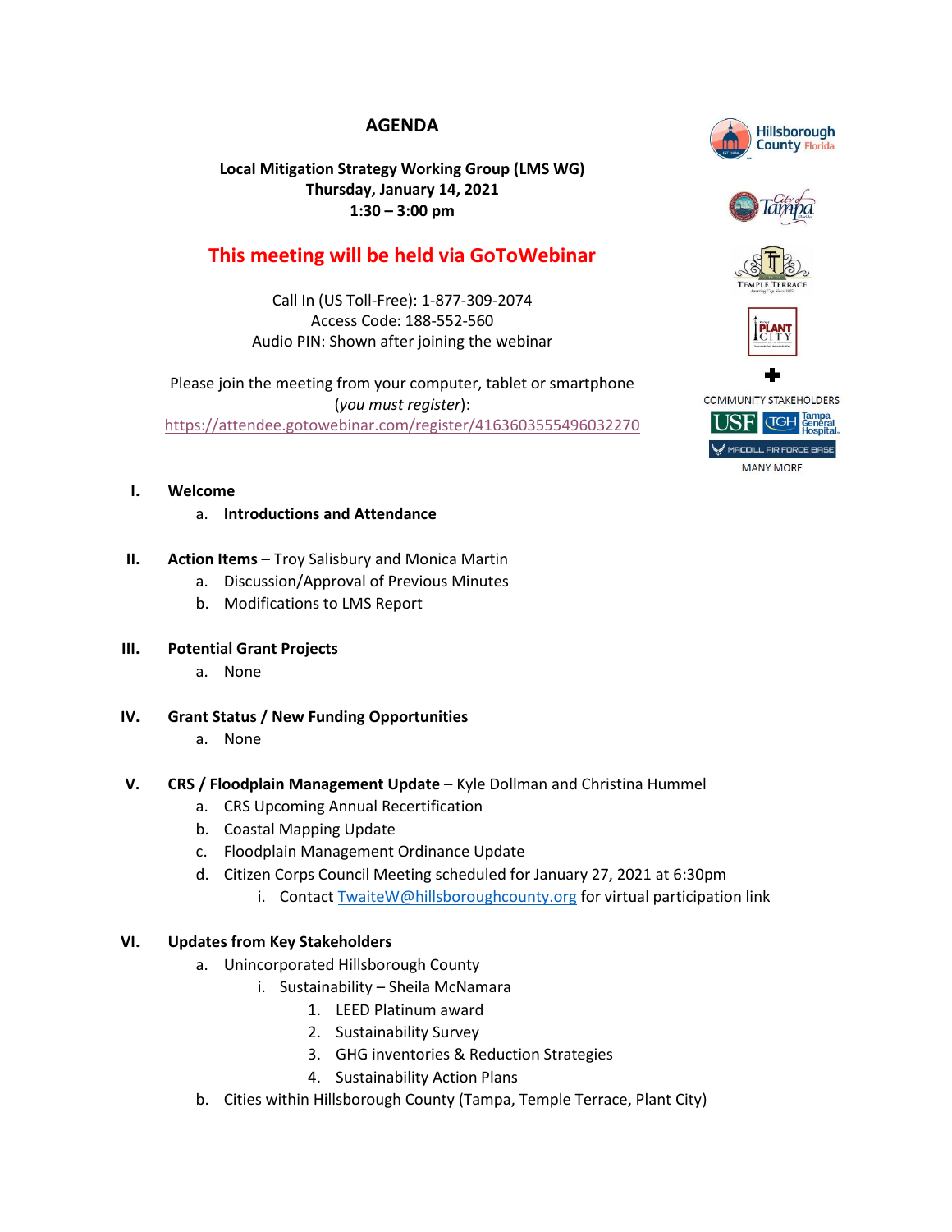# AGENDA

**Local Mitigation Strategy Working Group (LMS WG)**
**Thursday, January 14, 2021**
**1:30 – 3:00 pm**

**This meeting will be held via GoToWebinar**

Call In (US Toll-Free): 1-877-309-2074
Access Code: 188-552-560
Audio PIN: Shown after joining the webinar

Please join the meeting from your computer, tablet or smartphone (*you must register*):
https://attendee.gotowebinar.com/register/4163603555496032270

COMMUNITY STAKEHOLDERS
MANY MORE

I. **Welcome**
   a. **Introductions and Attendance**

II. **Action Items** – Troy Salisbury and Monica Martin
   a. Discussion/Approval of Previous Minutes
   b. Modifications to LMS Report

III. **Potential Grant Projects**
   a. None

IV. **Grant Status / New Funding Opportunities**
   a. None

V. **CRS / Floodplain Management Update** – Kyle Dollman and Christina Hummel
   a. CRS Upcoming Annual Recertification
   b. Coastal Mapping Update
   c. Floodplain Management Ordinance Update
   d. Citizen Corps Council Meeting scheduled for January 27, 2021 at 6:30pm
      i. Contact TwaiteW@hillsboroughcounty.org for virtual participation link

VI. **Updates from Key Stakeholders**
   a. Unincorporated Hillsborough County
      i. Sustainability – Sheila McNamara
         1. LEED Platinum award
         2. Sustainability Survey
         3. GHG inventories & Reduction Strategies
         4. Sustainability Action Plans
   b. Cities within Hillsborough County (Tampa, Temple Terrace, Plant City)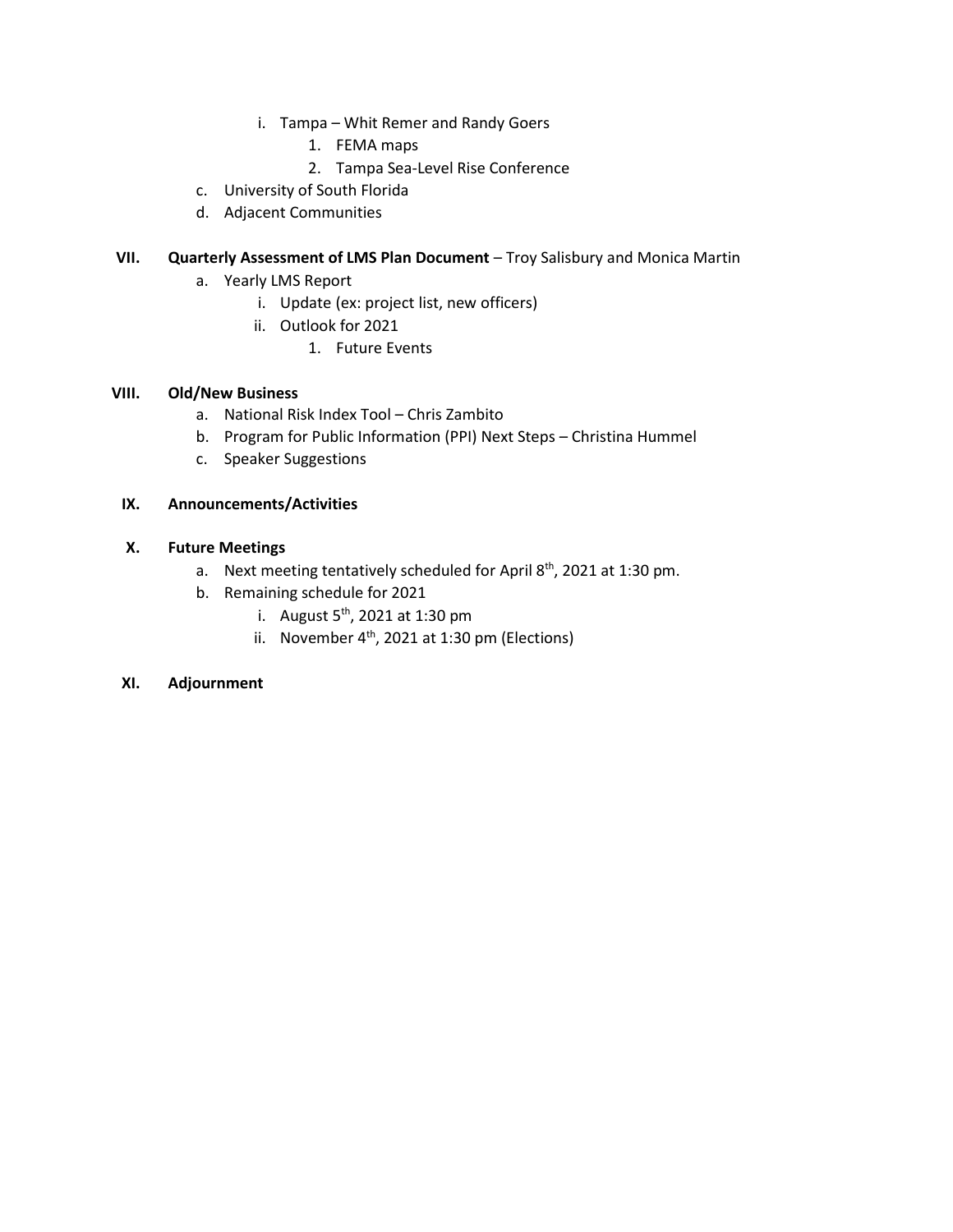i. Tampa – Whit Remer and Randy Goers
         1. FEMA maps
         2. Tampa Sea-Level Rise Conference
   c. University of South Florida
   d. Adjacent Communities

**VII. Quarterly Assessment of LMS Plan Document** – Troy Salisbury and Monica Martin

   a. Yearly LMS Report
      i. Update (ex: project list, new officers)
      ii. Outlook for 2021
         1. Future Events

**VIII. Old/New Business**

   a. National Risk Index Tool – Chris Zambito
   b. Program for Public Information (PPI) Next Steps – Christina Hummel
   c. Speaker Suggestions

**IX. Announcements/Activities**

**X. Future Meetings**

   a. Next meeting tentatively scheduled for April 8th, 2021 at 1:30 pm.
   b. Remaining schedule for 2021
      i. August 5th, 2021 at 1:30 pm
      ii. November 4th, 2021 at 1:30 pm (Elections)

**XI. Adjournment**